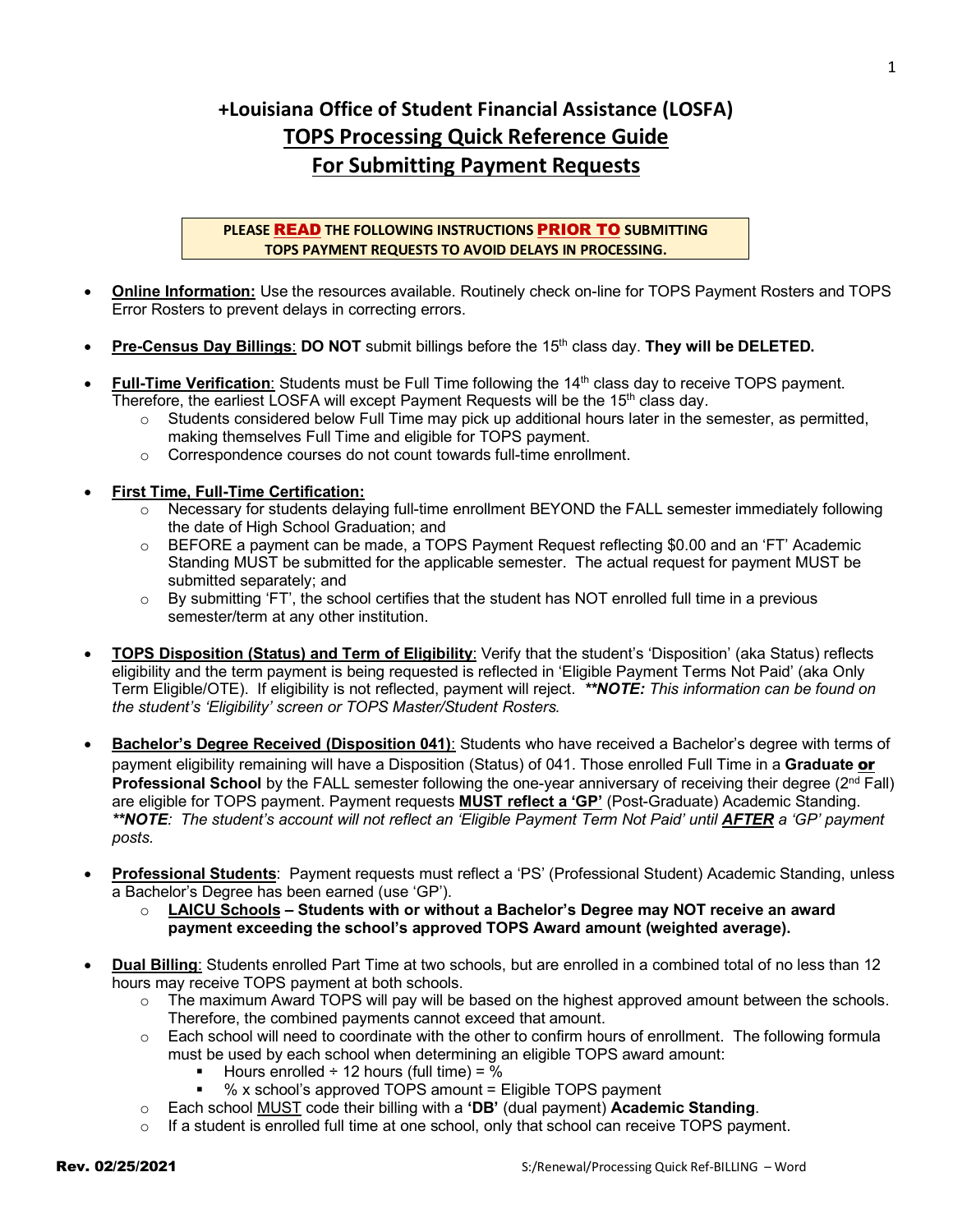# +Louisiana Office of Student Financial Assistance (LOSFA)

## TOPS Processing Quick Reference Guide

## For Submitting Payment Requests

**PLEASE READ THE FOLLOWING INSTRUCTIONS PRIOR TO SUBMITTING TOPS PAYMENT REQUESTS TO AVOID DELAYS IN PROCESSING.**

- **Online Information:** Use the resources available. Routinely check on-line for TOPS Payment Rosters and TOPS Error Rosters to prevent delays in correcting errors.

- **Pre-Census Day Billings**: **DO NOT** submit billings before the 15th class day. **They will be DELETED.**

- **Full-Time Verification**: Students must be Full Time following the 14th class day to receive TOPS payment. Therefore, the earliest LOSFA will except Payment Requests will be the 15th class day.
  - Students considered below Full Time may pick up additional hours later in the semester, as permitted, making themselves Full Time and eligible for TOPS payment.
  - Correspondence courses do not count towards full-time enrollment.

- **First Time, Full-Time Certification:**
  - Necessary for students delaying full-time enrollment BEYOND the FALL semester immediately following the date of High School Graduation; and
  - BEFORE a payment can be made, a TOPS Payment Request reflecting $0.00 and an 'FT' Academic Standing MUST be submitted for the applicable semester. The actual request for payment MUST be submitted separately; and
  - By submitting 'FT', the school certifies that the student has NOT enrolled full time in a previous semester/term at any other institution.

- **TOPS Disposition (Status) and Term of Eligibility**: Verify that the student's 'Disposition' (aka Status) reflects eligibility and the term payment is being requested is reflected in 'Eligible Payment Terms Not Paid' (aka Only Term Eligible/OTE). If eligibility is not reflected, payment will reject. ***\*\*NOTE:** This information can be found on the student's 'Eligibility' screen or TOPS Master/Student Rosters.*

- **Bachelor's Degree Received (Disposition 041)**: Students who have received a Bachelor's degree with terms of payment eligibility remaining will have a Disposition (Status) of 041. Those enrolled Full Time in a **Graduate or Professional School** by the FALL semester following the one-year anniversary of receiving their degree (2nd Fall) are eligible for TOPS payment. Payment requests **MUST reflect a 'GP'** (Post-Graduate) Academic Standing. ***\*\*NOTE**: The student's account will not reflect an 'Eligible Payment Term Not Paid' until **AFTER** a 'GP' payment posts.*

- **Professional Students**: Payment requests must reflect a 'PS' (Professional Student) Academic Standing, unless a Bachelor's Degree has been earned (use 'GP').
  - **LAICU Schools – Students with or without a Bachelor's Degree may NOT receive an award payment exceeding the school's approved TOPS Award amount (weighted average).**

- **Dual Billing**: Students enrolled Part Time at two schools, but are enrolled in a combined total of no less than 12 hours may receive TOPS payment at both schools.
  - The maximum Award TOPS will pay will be based on the highest approved amount between the schools. Therefore, the combined payments cannot exceed that amount.
  - Each school will need to coordinate with the other to confirm hours of enrollment. The following formula must be used by each school when determining an eligible TOPS award amount:
    - Hours enrolled ÷ 12 hours (full time) = %
    - % x school's approved TOPS amount = Eligible TOPS payment
  - Each school MUST code their billing with a **'DB'** (dual payment) **Academic Standing**.
  - If a student is enrolled full time at one school, only that school can receive TOPS payment.

Rev. 02/25/2021 S:/Renewal/Processing Quick Ref-BILLING – Word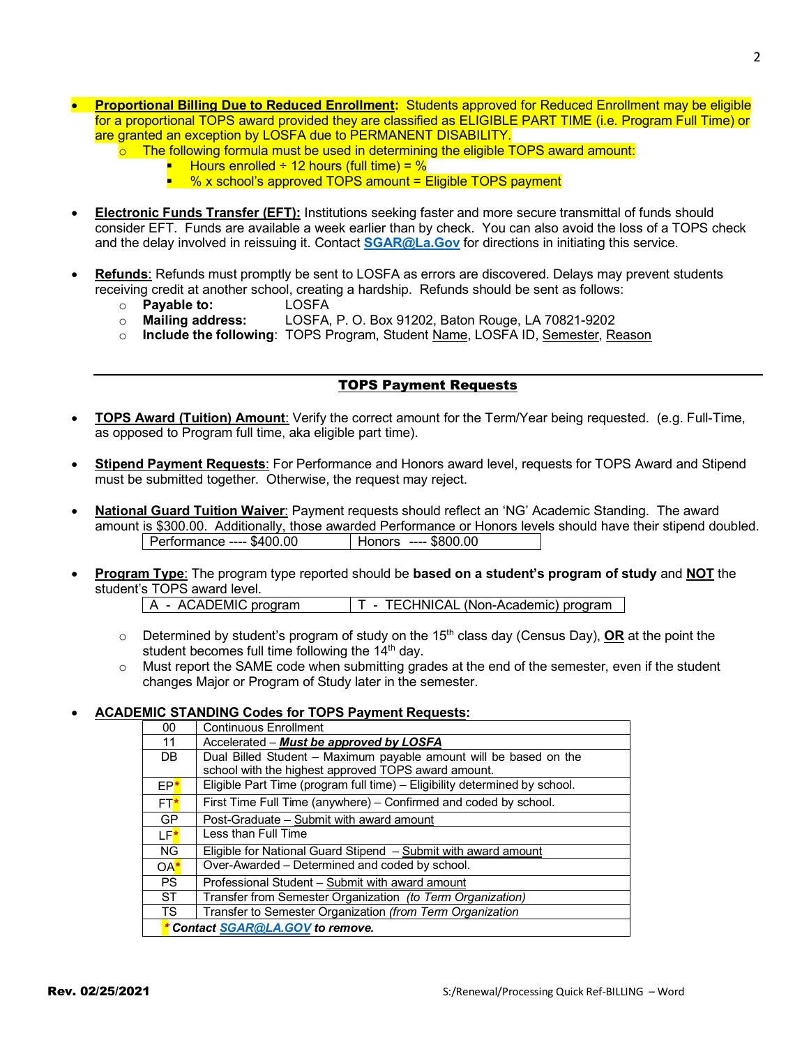- **Proportional Billing Due to Reduced Enrollment:** Students approved for Reduced Enrollment may be eligible for a proportional TOPS award provided they are classified as ELIGIBLE PART TIME (i.e. Program Full Time) or are granted an exception by LOSFA due to PERMANENT DISABILITY.
  - The following formula must be used in determining the eligible TOPS award amount:
    - Hours enrolled ÷ 12 hours (full time) = %
    - % x school's approved TOPS amount = Eligible TOPS payment

- **Electronic Funds Transfer (EFT):** Institutions seeking faster and more secure transmittal of funds should consider EFT. Funds are available a week earlier than by check. You can also avoid the loss of a TOPS check and the delay involved in reissuing it. Contact **SGAR@La.Gov** for directions in initiating this service.

- **Refunds**: Refunds must promptly be sent to LOSFA as errors are discovered. Delays may prevent students receiving credit at another school, creating a hardship. Refunds should be sent as follows:
  - **Payable to:** LOSFA
  - **Mailing address:** LOSFA, P. O. Box 91202, Baton Rouge, LA 70821-9202
  - **Include the following**: TOPS Program, Student Name, LOSFA ID, Semester, Reason

---

## TOPS Payment Requests

- **TOPS Award (Tuition) Amount**: Verify the correct amount for the Term/Year being requested. (e.g. Full-Time, as opposed to Program full time, aka eligible part time).

- **Stipend Payment Requests**: For Performance and Honors award level, requests for TOPS Award and Stipend must be submitted together. Otherwise, the request may reject.

- **National Guard Tuition Waiver**: Payment requests should reflect an 'NG' Academic Standing. The award amount is $300.00. Additionally, those awarded Performance or Honors levels should have their stipend doubled.

| | |
|---|---|
| Performance ---- $400.00 | Honors ---- $800.00 |

- **Program Type**: The program type reported should be **based on a student's program of study** and **NOT** the student's TOPS award level.

| | |
|---|---|
| A - ACADEMIC program | T - TECHNICAL (Non-Academic) program |

  - Determined by student's program of study on the 15th class day (Census Day), **OR** at the point the student becomes full time following the 14th day.
  - Must report the SAME code when submitting grades at the end of the semester, even if the student changes Major or Program of Study later in the semester.

- **ACADEMIC STANDING Codes for TOPS Payment Requests:**

| | |
|---|---|
| 00 | Continuous Enrollment |
| 11 | Accelerated – ***Must be approved by LOSFA*** |
| DB | Dual Billed Student – Maximum payable amount will be based on the school with the highest approved TOPS award amount. |
| EP* | Eligible Part Time (program full time) – Eligibility determined by school. |
| FT* | First Time Full Time (anywhere) – Confirmed and coded by school. |
| GP | Post-Graduate – Submit with award amount |
| LF* | Less than Full Time |
| NG | Eligible for National Guard Stipend – Submit with award amount |
| OA* | Over-Awarded – Determined and coded by school. |
| PS | Professional Student – Submit with award amount |
| ST | Transfer from Semester Organization *(to Term Organization)* |
| TS | Transfer to Semester Organization *(from Term Organization* |
| ***\* Contact SGAR@LA.GOV to remove.*** | |

**Rev. 02/25/2021**